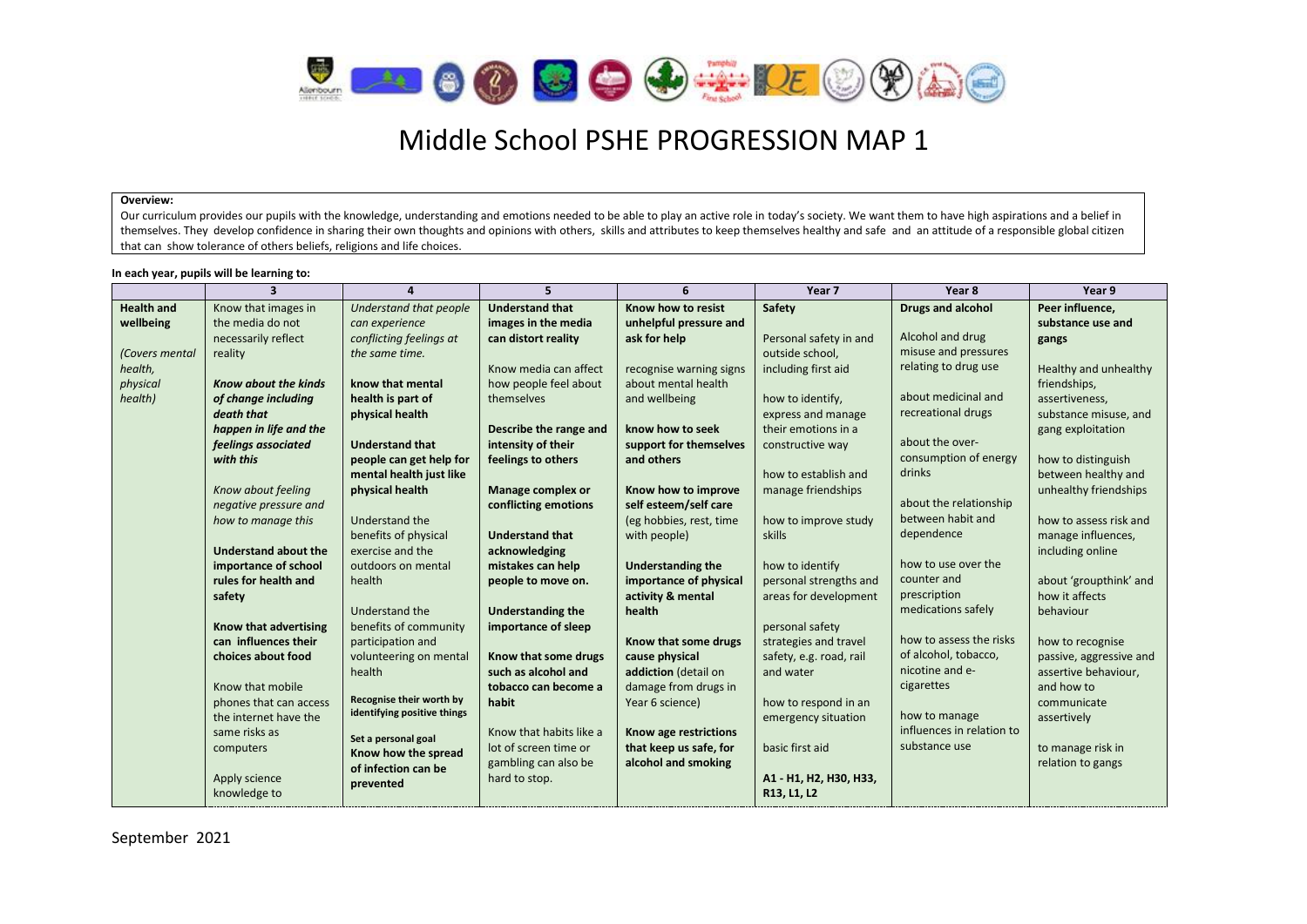# Middle School PSHE PROGRESSION MAP 1

**Overview:**
Our curriculum provides our pupils with the knowledge, understanding and emotions needed to be able to play an active role in today's society. We want them to have high aspirations and a belief in themselves. They develop confidence in sharing their own thoughts and opinions with others, skills and attributes to keep themselves healthy and safe and an attitude of a responsible global citizen that can show tolerance of others beliefs, religions and life choices.

**In each year, pupils will be learning to:**

| | 3 | 4 | 5 | 6 | Year 7 | Year 8 | Year 9 |
|---|---|---|---|---|---|---|---|
| **Health and wellbeing**<br><br>*(Covers mental health, physical health)* | Know that images in the media do not necessarily reflect reality<br><br>***Know about the kinds of change including death that happen in life and the feelings associated with this***<br><br>*Know about feeling negative pressure and how to manage this*<br><br>**Understand about the importance of school rules for health and safety**<br><br>**Know that advertising can influences their choices about food**<br><br>Know that mobile phones that can access the internet have the same risks as computers<br><br>Apply science knowledge to | *Understand that people can experience conflicting feelings at the same time.*<br><br>**know that mental health is part of physical health**<br><br>**Understand that people can get help for mental health just like physical health**<br><br>Understand the benefits of physical exercise and the outdoors on mental health<br><br>Understand the benefits of community participation and volunteering on mental health<br><br>**Recognise their worth by identifying positive things**<br><br>**Set a personal goal**<br>**Know how the spread of infection can be prevented** | **Understand that images in the media can distort reality**<br><br>Know media can affect how people feel about themselves<br><br>**Describe the range and intensity of their feelings to others**<br><br>**Manage complex or conflicting emotions**<br><br>**Understand that acknowledging mistakes can help people to move on.**<br><br>**Understanding the importance of sleep**<br><br>**Know that some drugs such as alcohol and tobacco can become a habit**<br><br>Know that habits like a lot of screen time or gambling can also be hard to stop. | **Know how to resist unhelpful pressure and ask for help**<br><br>recognise warning signs about mental health and wellbeing<br><br>**know how to seek support for themselves and others**<br><br>**Know how to improve self esteem/self care** (eg hobbies, rest, time with people)<br><br>**Understanding the importance of physical activity & mental health**<br><br>**Know that some drugs cause physical addiction** (detail on damage from drugs in Year 6 science)<br><br>**Know age restrictions that keep us safe, for alcohol and smoking** | **Safety**<br><br>Personal safety in and outside school, including first aid<br><br>how to identify, express and manage their emotions in a constructive way<br><br>how to establish and manage friendships<br><br>how to improve study skills<br><br>how to identify personal strengths and areas for development<br><br>personal safety strategies and travel safety, e.g. road, rail and water<br><br>how to respond in an emergency situation<br><br>basic first aid<br><br>**A1 - H1, H2, H30, H33, R13, L1, L2** | **Drugs and alcohol**<br><br>Alcohol and drug misuse and pressures relating to drug use<br><br>about medicinal and recreational drugs<br><br>about the over-consumption of energy drinks<br><br>about the relationship between habit and dependence<br><br>how to use over the counter and prescription medications safely<br><br>how to assess the risks of alcohol, tobacco, nicotine and e-cigarettes<br><br>how to manage influences in relation to substance use | **Peer influence, substance use and gangs**<br><br>Healthy and unhealthy friendships, assertiveness, substance misuse, and gang exploitation<br><br>how to distinguish between healthy and unhealthy friendships<br><br>how to assess risk and manage influences, including online<br><br>about 'groupthink' and how it affects behaviour<br><br>how to recognise passive, aggressive and assertive behaviour, and how to communicate assertively<br><br>to manage risk in relation to gangs |

September 2021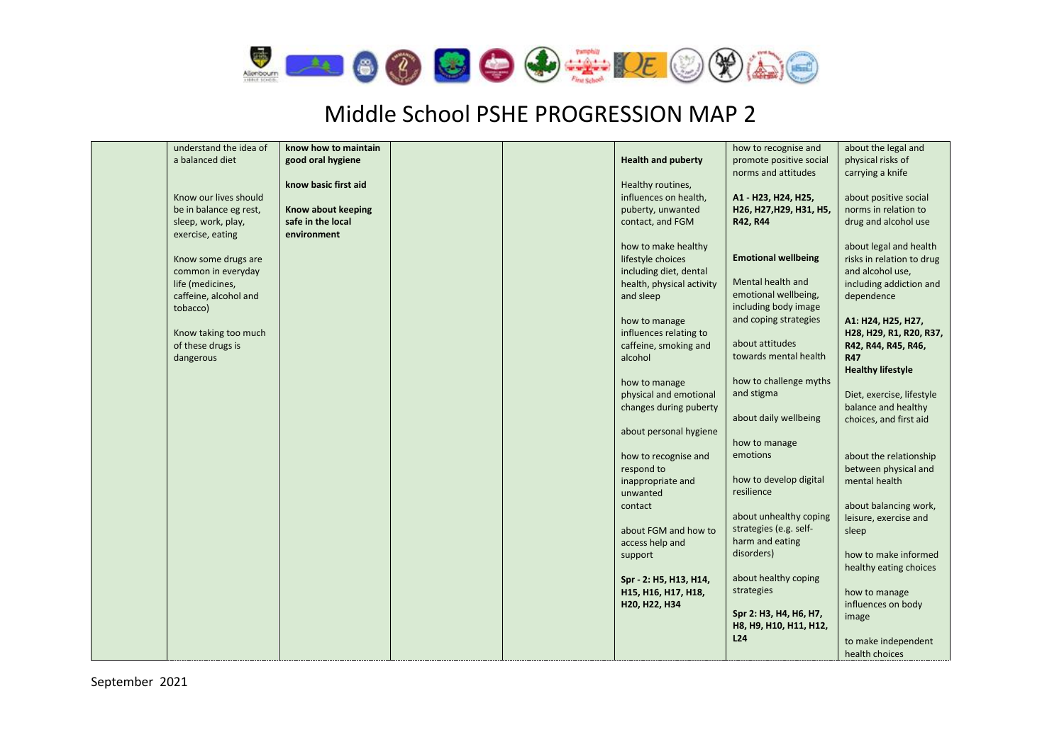# Middle School PSHE PROGRESSION MAP 2

| | | | | | | | |
|---|---|---|---|---|---|---|---|
| | understand the idea of a balanced diet<br><br>Know our lives should be in balance eg rest, sleep, work, play, exercise, eating<br><br>Know some drugs are common in everyday life (medicines, caffeine, alcohol and tobacco)<br><br>Know taking too much of these drugs is dangerous | **know how to maintain good oral hygiene**<br><br>**know basic first aid**<br><br>**Know about keeping safe in the local environment** | | | **Health and puberty**<br><br>Healthy routines, influences on health, puberty, unwanted contact, and FGM<br><br>how to make healthy lifestyle choices including diet, dental health, physical activity and sleep<br><br>how to manage influences relating to caffeine, smoking and alcohol<br><br>how to manage physical and emotional changes during puberty<br><br>about personal hygiene<br><br>how to recognise and respond to inappropriate and unwanted contact<br><br>about FGM and how to access help and support<br><br>**Spr - 2: H5, H13, H14, H15, H16, H17, H18, H20, H22, H34** | how to recognise and promote positive social norms and attitudes<br><br>**A1 - H23, H24, H25, H26, H27,H29, H31, H5, R42, R44**<br><br>**Emotional wellbeing**<br><br>Mental health and emotional wellbeing, including body image and coping strategies<br><br>about attitudes towards mental health<br><br>how to challenge myths and stigma<br><br>about daily wellbeing<br><br>how to manage emotions<br><br>how to develop digital resilience<br><br>about unhealthy coping strategies (e.g. self-harm and eating disorders)<br><br>about healthy coping strategies<br><br>**Spr 2: H3, H4, H6, H7, H8, H9, H10, H11, H12, L24** | about the legal and physical risks of carrying a knife<br><br>about positive social norms in relation to drug and alcohol use<br><br>about legal and health risks in relation to drug and alcohol use, including addiction and dependence<br><br>**A1: H24, H25, H27, H28, H29, R1, R20, R37, R42, R44, R45, R46, R47**<br>**Healthy lifestyle**<br><br>Diet, exercise, lifestyle balance and healthy choices, and first aid<br><br>about the relationship between physical and mental health<br><br>about balancing work, leisure, exercise and sleep<br><br>how to make informed healthy eating choices<br><br>how to manage influences on body image<br><br>to make independent health choices |

September 2021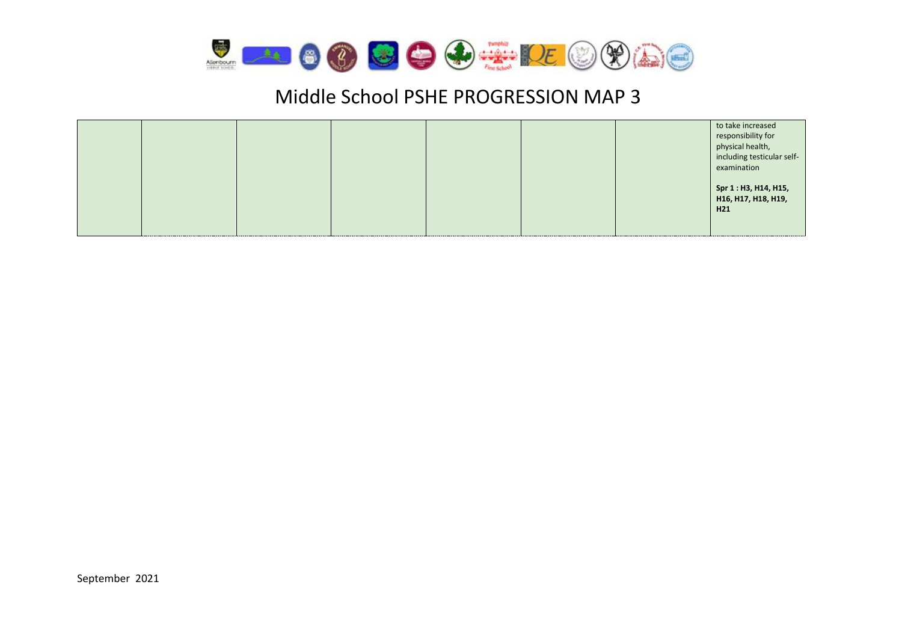# Middle School PSHE PROGRESSION MAP 3

| | | | | | | | |
|---|---|---|---|---|---|---|---|
| | | | | | | | to take increased responsibility for physical health, including testicular self-examination<br><br>**Spr 1 : H3, H14, H15, H16, H17, H18, H19, H21** |

September 2021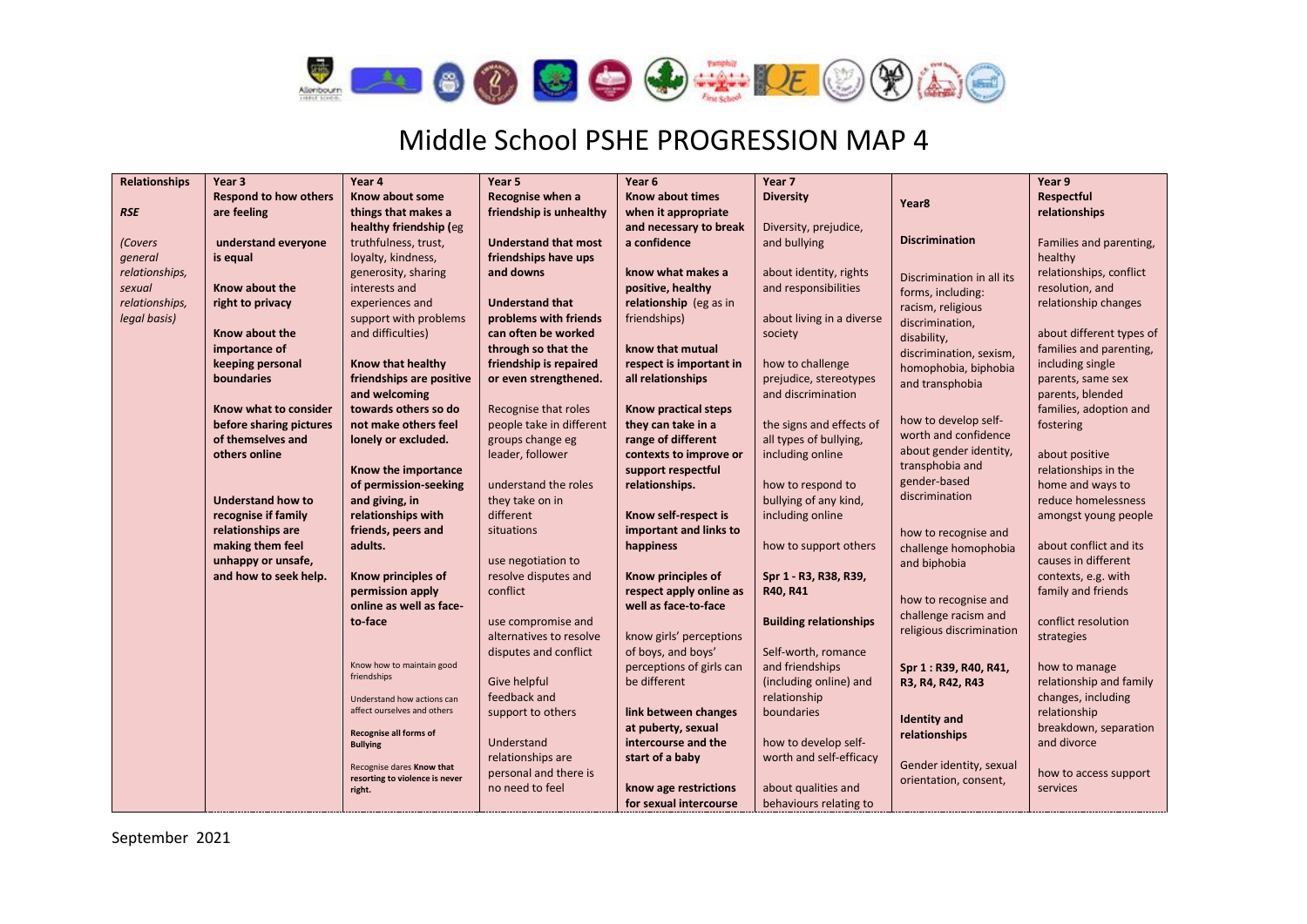# Middle School PSHE PROGRESSION MAP 4

| **Relationships**<br><br>***RSE***<br><br>*(Covers general relationships, sexual relationships, legal basis)* | **Year 3** | **Year 4** | **Year 5** | **Year 6** | **Year 7** | **Year8** | **Year 9** |
|---|---|---|---|---|---|---|---|
| | **Respond to how others are feeling**<br><br>**understand everyone is equal**<br><br>**Know about the right to privacy**<br><br>**Know about the importance of keeping personal boundaries**<br><br>**Know what to consider before sharing pictures of themselves and others online**<br><br>**Understand how to recognise if family relationships are making them feel unhappy or unsafe, and how to seek help.** | **Know about some things that makes a healthy friendship (**eg truthfulness, trust, loyalty, kindness, generosity, sharing interests and experiences and support with problems and difficulties)<br><br>**Know that healthy friendships are positive and welcoming towards others so do not make others feel lonely or excluded.**<br><br>**Know the importance of permission-seeking and giving, in relationships with friends, peers and adults.**<br><br>**Know principles of permission apply online as well as face-to-face**<br><br>Know how to maintain good friendships<br><br>Understand how actions can affect ourselves and others<br><br>**Recognise all forms of Bullying**<br><br>Recognise dares **Know that resorting to violence is never right.** | **Recognise when a friendship is unhealthy**<br><br>**Understand that most friendships have ups and downs**<br><br>**Understand that problems with friends can often be worked through so that the friendship is repaired or even strengthened.**<br><br>Recognise that roles people take in different groups change eg leader, follower<br><br>understand the roles they take on in different situations<br><br>use negotiation to resolve disputes and conflict<br><br>use compromise and alternatives to resolve disputes and conflict<br><br>Give helpful feedback and support to others<br><br>Understand relationships are personal and there is no need to feel | **Know about times when it appropriate and necessary to break a confidence**<br><br>**know what makes a positive, healthy relationship** (eg as in friendships)<br><br>**know that mutual respect is important in all relationships**<br><br>**Know practical steps they can take in a range of different contexts to improve or support respectful relationships.**<br><br>**Know self-respect is important and links to happiness**<br><br>**Know principles of respect apply online as well as face-to-face**<br><br>know girls' perceptions of boys, and boys' perceptions of girls can be different<br><br>**link between changes at puberty, sexual intercourse and the start of a baby**<br><br>**know age restrictions for sexual intercourse** | **Diversity**<br><br>Diversity, prejudice, and bullying<br><br>about identity, rights and responsibilities<br><br>about living in a diverse society<br><br>how to challenge prejudice, stereotypes and discrimination<br><br>the signs and effects of all types of bullying, including online<br><br>how to respond to bullying of any kind, including online<br><br>how to support others<br><br>**Spr 1 - R3, R38, R39, R40, R41**<br><br>**Building relationships**<br><br>Self-worth, romance and friendships (including online) and relationship boundaries<br><br>how to develop self-worth and self-efficacy<br><br>about qualities and behaviours relating to | **Discrimination**<br><br>Discrimination in all its forms, including: racism, religious discrimination, disability, discrimination, sexism, homophobia, biphobia and transphobia<br><br>how to develop self-worth and confidence about gender identity, transphobia and gender-based discrimination<br><br>how to recognise and challenge homophobia and biphobia<br><br>how to recognise and challenge racism and religious discrimination<br><br>**Spr 1 : R39, R40, R41, R3, R4, R42, R43**<br><br>**Identity and relationships**<br><br>Gender identity, sexual orientation, consent, | **Respectful relationships**<br><br>Families and parenting, healthy relationships, conflict resolution, and relationship changes<br><br>about different types of families and parenting, including single parents, same sex parents, blended families, adoption and fostering<br><br>about positive relationships in the home and ways to reduce homelessness amongst young people<br><br>about conflict and its causes in different contexts, e.g. with family and friends<br><br>conflict resolution strategies<br><br>how to manage relationship and family changes, including relationship breakdown, separation and divorce<br><br>how to access support services |

September 2021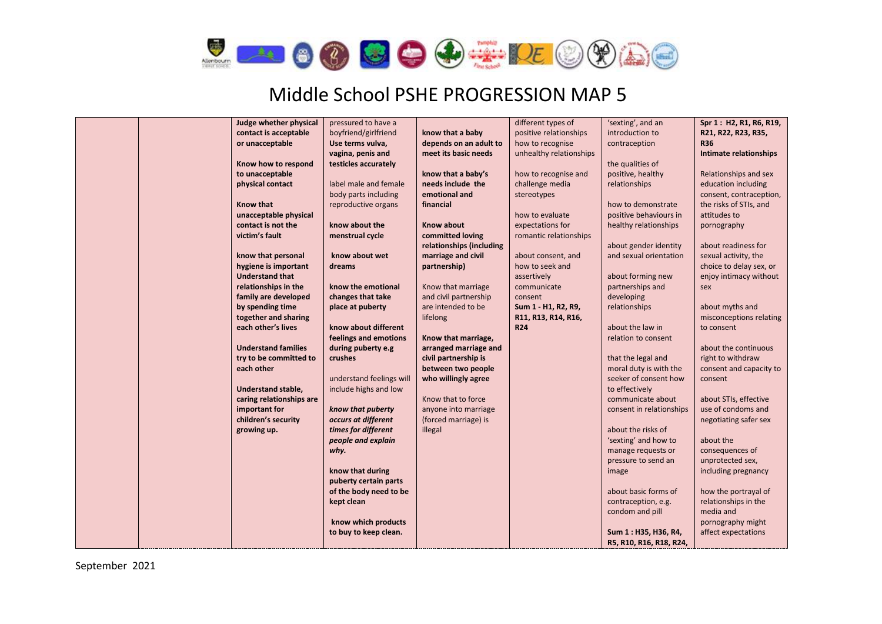# Middle School PSHE PROGRESSION MAP 5

| | | | | | | | |
|---|---|---|---|---|---|---|---|
| | | **Judge whether physical contact is acceptable or unacceptable**<br><br>**Know how to respond to unacceptable physical contact**<br><br>**Know that unacceptable physical contact is not the victim's fault**<br><br>**know that personal hygiene is important**<br>**Understand that relationships in the family are developed by spending time together and sharing each other's lives**<br><br>**Understand families try to be committed to each other**<br><br>**Understand stable, caring relationships are important for children's security growing up.** | pressured to have a boyfriend/girlfriend<br>**Use terms vulva, vagina, penis and testicles accurately**<br><br>label male and female body parts including reproductive organs<br><br>**know about the menstrual cycle**<br><br>**know about wet dreams**<br><br>**know the emotional changes that take place at puberty**<br><br>**know about different feelings and emotions during puberty e.g crushes**<br><br>understand feelings will include highs and low<br><br>***know that puberty occurs at different times for different people and explain why.***<br><br>**know that during puberty certain parts of the body need to be kept clean**<br><br>**know which products to buy to keep clean.** | **know that a baby depends on an adult to meet its basic needs**<br><br>**know that a baby's needs include the emotional and financial**<br><br>**Know about committed loving relationships (including marriage and civil partnership)**<br><br>Know that marriage and civil partnership are intended to be lifelong<br><br>**Know that marriage, arranged marriage and civil partnership is between two people who willingly agree**<br><br>Know that to force anyone into marriage (forced marriage) is illegal | different types of positive relationships how to recognise unhealthy relationships<br><br>how to recognise and challenge media stereotypes<br><br>how to evaluate expectations for romantic relationships<br><br>about consent, and how to seek and assertively communicate consent<br>**Sum 1 - H1, R2, R9, R11, R13, R14, R16, R24** | 'sexting', and an introduction to contraception<br><br>the qualities of positive, healthy relationships<br><br>how to demonstrate positive behaviours in healthy relationships<br><br>about gender identity and sexual orientation<br><br>about forming new partnerships and developing relationships<br><br>about the law in relation to consent<br><br>that the legal and moral duty is with the seeker of consent how to effectively communicate about consent in relationships<br><br>about the risks of 'sexting' and how to manage requests or pressure to send an image<br><br>about basic forms of contraception, e.g. condom and pill<br><br>**Sum 1 : H35, H36, R4, R5, R10, R16, R18, R24,** | **Spr 1 : H2, R1, R6, R19, R21, R22, R23, R35, R36**<br>**Intimate relationships**<br><br>Relationships and sex education including consent, contraception, the risks of STIs, and attitudes to pornography<br><br>about readiness for sexual activity, the choice to delay sex, or enjoy intimacy without sex<br><br>about myths and misconceptions relating to consent<br><br>about the continuous right to withdraw consent and capacity to consent<br><br>about STIs, effective use of condoms and negotiating safer sex<br><br>about the consequences of unprotected sex, including pregnancy<br><br>how the portrayal of relationships in the media and pornography might affect expectations |

September 2021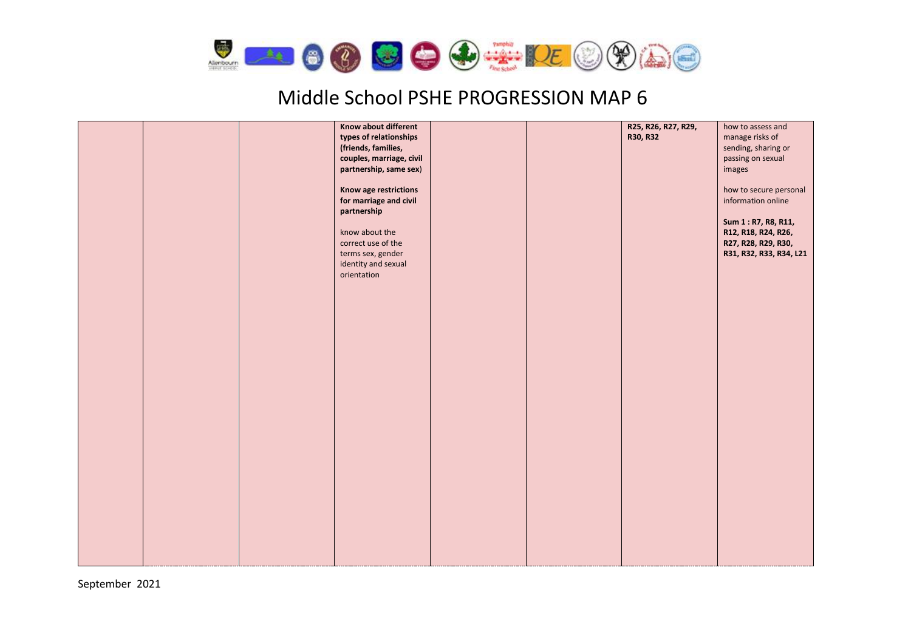# Middle School PSHE PROGRESSION MAP 6

| | | | | | | | |
|---|---|---|---|---|---|---|---|
| | | | **Know about different types of relationships (friends, families, couples, marriage, civil partnership, same sex)**<br><br>**Know age restrictions for marriage and civil partnership**<br><br>know about the correct use of the terms sex, gender identity and sexual orientation | | | **R25, R26, R27, R29, R30, R32** | how to assess and manage risks of sending, sharing or passing on sexual images<br><br>how to secure personal information online<br><br>**Sum 1 : R7, R8, R11, R12, R18, R24, R26, R27, R28, R29, R30, R31, R32, R33, R34, L21** |

September 2021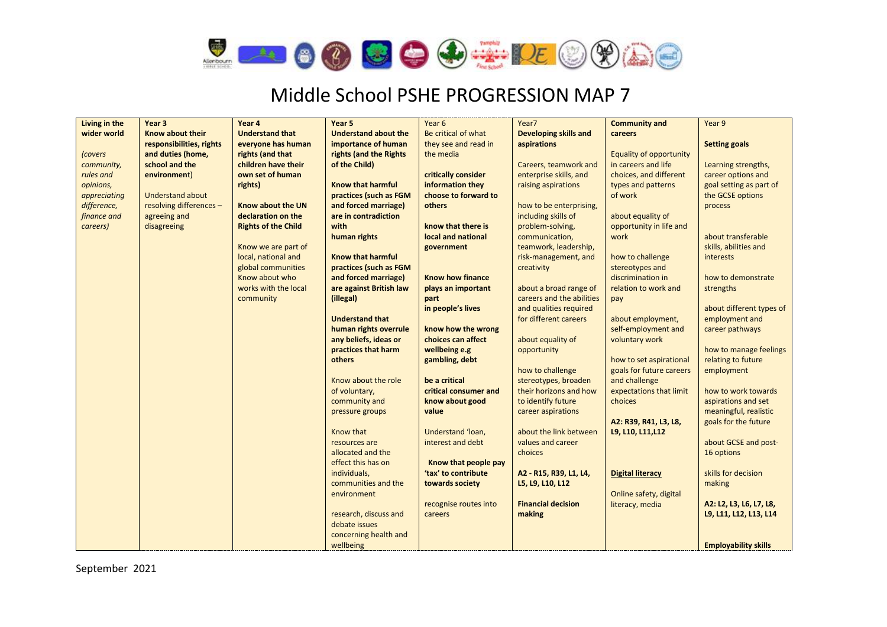# Middle School PSHE PROGRESSION MAP 7

| **Living in the wider world**<br><br>*(covers community, rules and opinions, appreciating difference, finance and careers)* | **Year 3** | **Year 4** | **Year 5** | Year 6 | Year7 | **Community and careers** | Year 9 |
|---|---|---|---|---|---|---|---|
| | **Know about their responsibilities, rights and duties (home, school and the environment**)<br><br>Understand about resolving differences – agreeing and disagreeing | **Understand that everyone has human rights (and that children have their own set of human rights)**<br><br>**Know about the UN declaration on the Rights of the Child**<br><br>Know we are part of local, national and global communities<br>Know about who works with the local community | **Understand about the importance of human rights (and the Rights of the Child)**<br><br>**Know that harmful practices (such as FGM and forced marriage) are in contradiction with human rights**<br><br>**Know that harmful practices (such as FGM and forced marriage) are against British law (illegal)**<br><br>**Understand that human rights overrule any beliefs, ideas or practices that harm others**<br><br>Know about the role of voluntary, community and pressure groups<br><br>Know that resources are allocated and the effect this has on individuals, communities and the environment<br><br>research, discuss and debate issues concerning health and wellbeing | Be critical of what they see and read in the media<br><br>**critically consider information they choose to forward to others**<br><br>**know that there is local and national government**<br><br>**Know how finance plays an important part in people's lives**<br><br>**know how the wrong choices can affect wellbeing e.g gambling, debt**<br><br>**be a critical critical consumer and know about good value**<br><br>Understand 'loan, interest and debt<br><br>**Know that people pay 'tax' to contribute towards society**<br><br>recognise routes into careers | **Developing skills and aspirations**<br><br>Careers, teamwork and enterprise skills, and raising aspirations<br><br>how to be enterprising, including skills of problem-solving, communication, teamwork, leadership, risk-management, and creativity<br><br>about a broad range of careers and the abilities and qualities required for different careers<br><br>about equality of opportunity<br><br>how to challenge stereotypes, broaden their horizons and how to identify future career aspirations<br><br>about the link between values and career choices<br><br>**A2 - R15, R39, L1, L4, L5, L9, L10, L12**<br><br>**Financial decision making** | Equality of opportunity in careers and life choices, and different types and patterns of work<br><br>about equality of opportunity in life and work<br><br>how to challenge stereotypes and discrimination in relation to work and pay<br><br>about employment, self-employment and voluntary work<br><br>how to set aspirational goals for future careers and challenge expectations that limit choices<br><br>**A2: R39, R41, L3, L8, L9, L10, L11,L12**<br><br>**Digital literacy**<br><br>Online safety, digital literacy, media | **Setting goals**<br><br>Learning strengths, career options and goal setting as part of the GCSE options process<br><br>about transferable skills, abilities and interests<br><br>how to demonstrate strengths<br><br>about different types of employment and career pathways<br><br>how to manage feelings relating to future employment<br><br>how to work towards aspirations and set meaningful, realistic goals for the future<br><br>about GCSE and post-16 options<br><br>skills for decision making<br><br>**A2: L2, L3, L6, L7, L8, L9, L11, L12, L13, L14**<br><br>**Employability skills** |

September 2021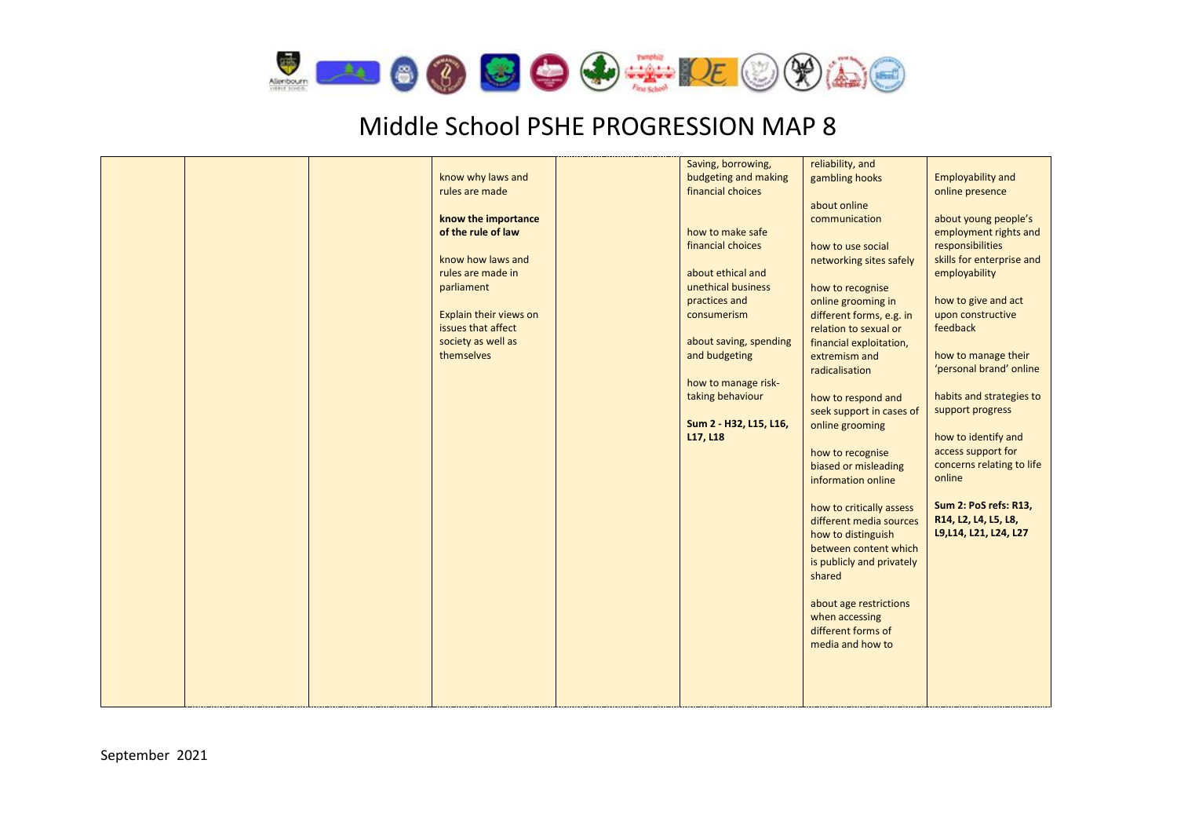# Middle School PSHE PROGRESSION MAP 8

| | | | | | | | |
|---|---|---|---|---|---|---|---|
| | | | know why laws and rules are made<br><br>**know the importance of the rule of law**<br><br>know how laws and rules are made in parliament<br><br>Explain their views on issues that affect society as well as themselves | | Saving, borrowing, budgeting and making financial choices<br><br>how to make safe financial choices<br><br>about ethical and unethical business practices and consumerism<br><br>about saving, spending and budgeting<br><br>how to manage risk-taking behaviour<br><br>**Sum 2 - H32, L15, L16, L17, L18** | reliability, and gambling hooks<br><br>about online communication<br><br>how to use social networking sites safely<br><br>how to recognise online grooming in different forms, e.g. in relation to sexual or financial exploitation, extremism and radicalisation<br><br>how to respond and seek support in cases of online grooming<br><br>how to recognise biased or misleading information online<br><br>how to critically assess different media sources how to distinguish between content which is publicly and privately shared<br><br>about age restrictions when accessing different forms of media and how to | Employability and online presence<br><br>about young people's employment rights and responsibilities skills for enterprise and employability<br><br>how to give and act upon constructive feedback<br><br>how to manage their 'personal brand' online<br><br>habits and strategies to support progress<br><br>how to identify and access support for concerns relating to life online<br><br>**Sum 2: PoS refs: R13, R14, L2, L4, L5, L8, L9,L14, L21, L24, L27** |

September 2021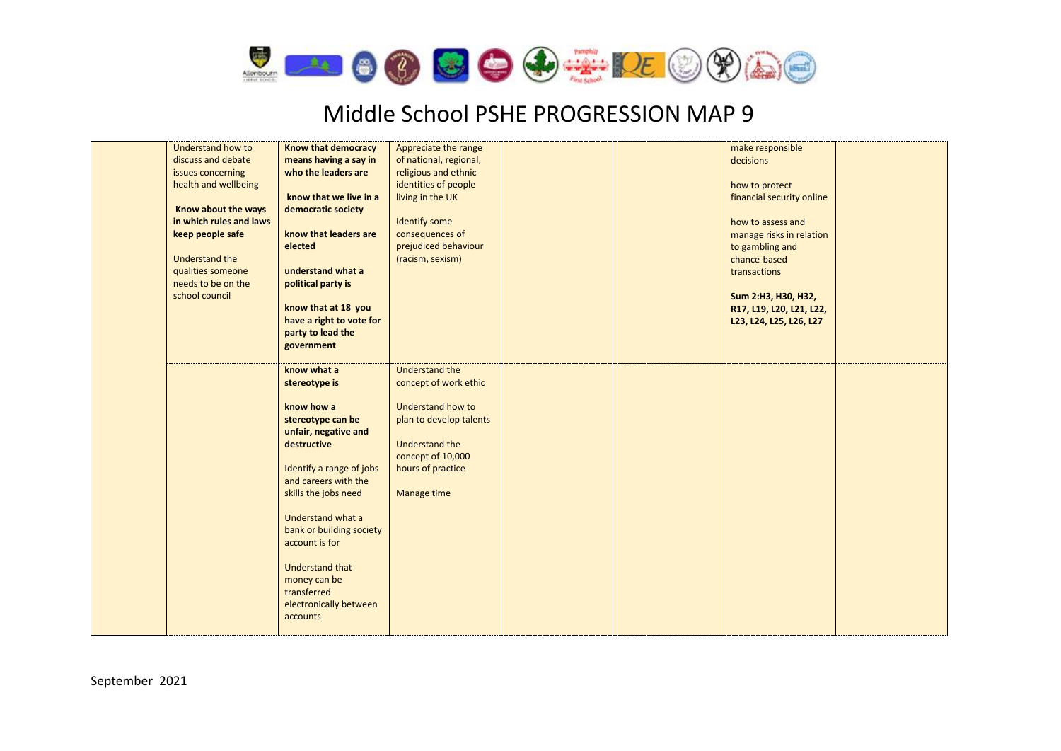# Middle School PSHE PROGRESSION MAP 9

| | | | | | | | |
|---|---|---|---|---|---|---|---|
| | Understand how to discuss and debate issues concerning health and wellbeing<br><br>**Know about the ways in which rules and laws keep people safe**<br><br>Understand the qualities someone needs to be on the school council | **Know that democracy means having a say in who the leaders are**<br><br>**know that we live in a democratic society**<br><br>**know that leaders are elected**<br><br>**understand what a political party is**<br><br>**know that at 18 you have a right to vote for party to lead the government** | Appreciate the range of national, regional, religious and ethnic identities of people living in the UK<br><br>Identify some consequences of prejudiced behaviour (racism, sexism) | | | make responsible decisions<br><br>how to protect financial security online<br><br>how to assess and manage risks in relation to gambling and chance-based transactions<br><br>**Sum 2:H3, H30, H32, R17, L19, L20, L21, L22, L23, L24, L25, L26, L27** | |
| | | **know what a stereotype is**<br><br>**know how a stereotype can be unfair, negative and destructive**<br><br>Identify a range of jobs and careers with the skills the jobs need<br><br>Understand what a bank or building society account is for<br><br>Understand that money can be transferred electronically between accounts | Understand the concept of work ethic<br><br>Understand how to plan to develop talents<br><br>Understand the concept of 10,000 hours of practice<br><br>Manage time | | | | |

September 2021